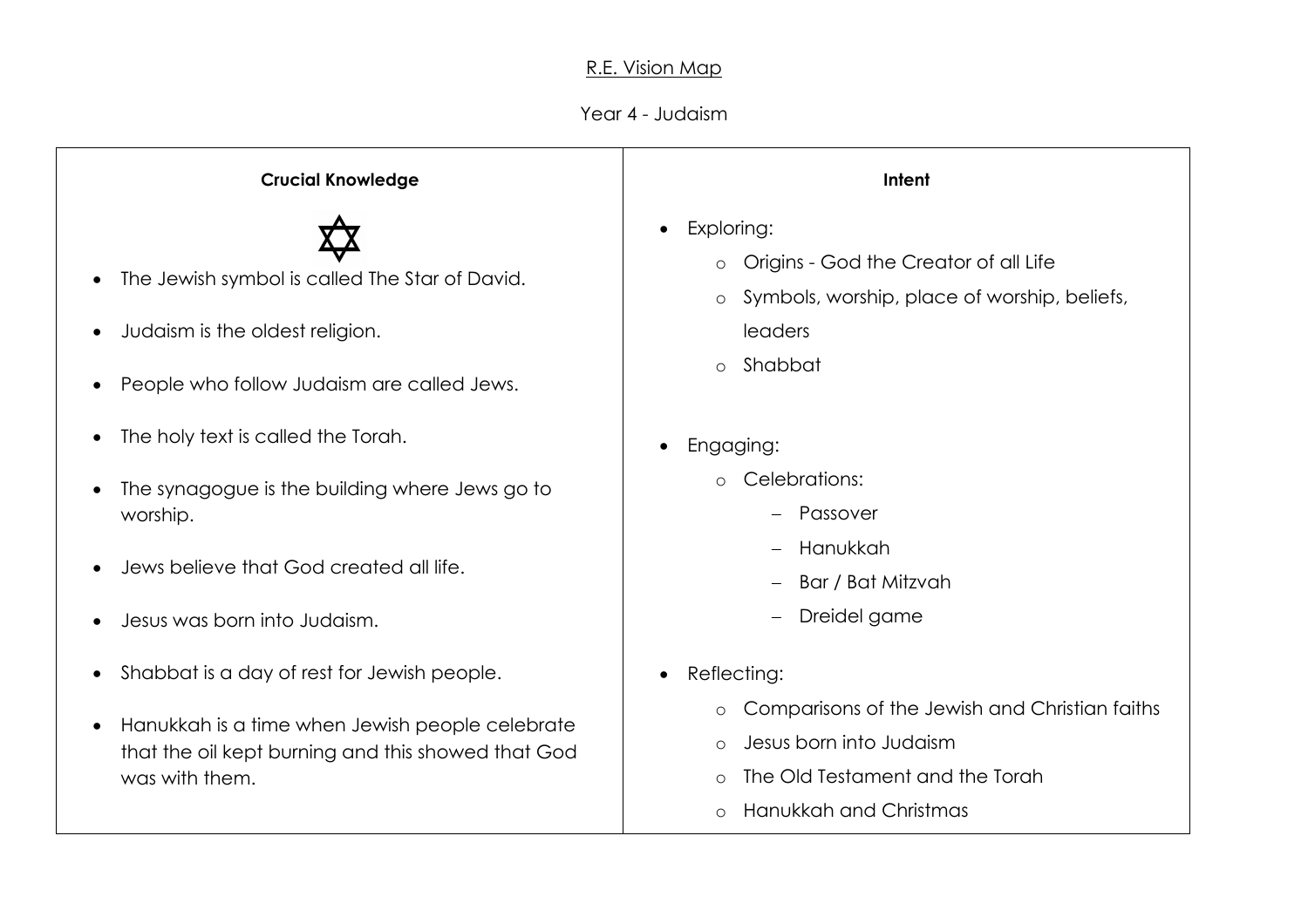R.E. Vision Map

Year 4 - Judaism

| **Crucial Knowledge** | **Intent** |
|---|---|
| ✡<br>• The Jewish symbol is called The Star of David.<br>• Judaism is the oldest religion.<br>• People who follow Judaism are called Jews.<br>• The holy text is called the Torah.<br>• The synagogue is the building where Jews go to worship.<br>• Jews believe that God created all life.<br>• Jesus was born into Judaism.<br>• Shabbat is a day of rest for Jewish people.<br>• Hanukkah is a time when Jewish people celebrate that the oil kept burning and this showed that God was with them. | • Exploring:<br>&nbsp;&nbsp;o Origins - God the Creator of all Life<br>&nbsp;&nbsp;o Symbols, worship, place of worship, beliefs, leaders<br>&nbsp;&nbsp;o Shabbat<br>• Engaging:<br>&nbsp;&nbsp;o Celebrations:<br>&nbsp;&nbsp;&nbsp;&nbsp;– Passover<br>&nbsp;&nbsp;&nbsp;&nbsp;– Hanukkah<br>&nbsp;&nbsp;&nbsp;&nbsp;– Bar / Bat Mitzvah<br>&nbsp;&nbsp;&nbsp;&nbsp;– Dreidel game<br>• Reflecting:<br>&nbsp;&nbsp;o Comparisons of the Jewish and Christian faiths<br>&nbsp;&nbsp;o Jesus born into Judaism<br>&nbsp;&nbsp;o The Old Testament and the Torah<br>&nbsp;&nbsp;o Hanukkah and Christmas |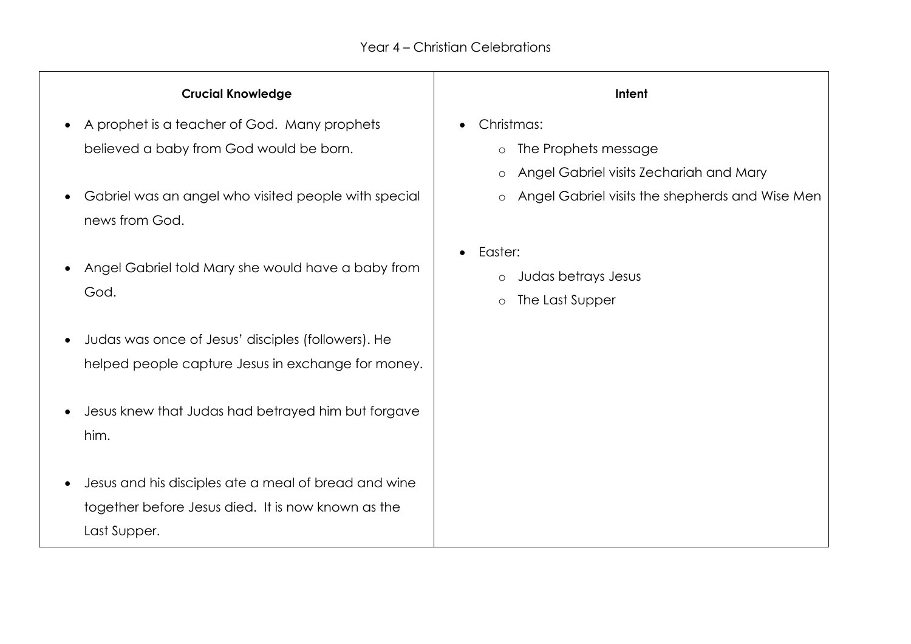Year 4 – Christian Celebrations

| Crucial Knowledge | Intent |
| --- | --- |
| • A prophet is a teacher of God. Many prophets believed a baby from God would be born.<br><br>• Gabriel was an angel who visited people with special news from God.<br><br>• Angel Gabriel told Mary she would have a baby from God.<br><br>• Judas was once of Jesus' disciples (followers). He helped people capture Jesus in exchange for money.<br><br>• Jesus knew that Judas had betrayed him but forgave him.<br><br>• Jesus and his disciples ate a meal of bread and wine together before Jesus died. It is now known as the Last Supper. | • Christmas:<br>&nbsp;&nbsp;&nbsp;&nbsp;o The Prophets message<br>&nbsp;&nbsp;&nbsp;&nbsp;o Angel Gabriel visits Zechariah and Mary<br>&nbsp;&nbsp;&nbsp;&nbsp;o Angel Gabriel visits the shepherds and Wise Men<br><br>• Easter:<br>&nbsp;&nbsp;&nbsp;&nbsp;o Judas betrays Jesus<br>&nbsp;&nbsp;&nbsp;&nbsp;o The Last Supper |